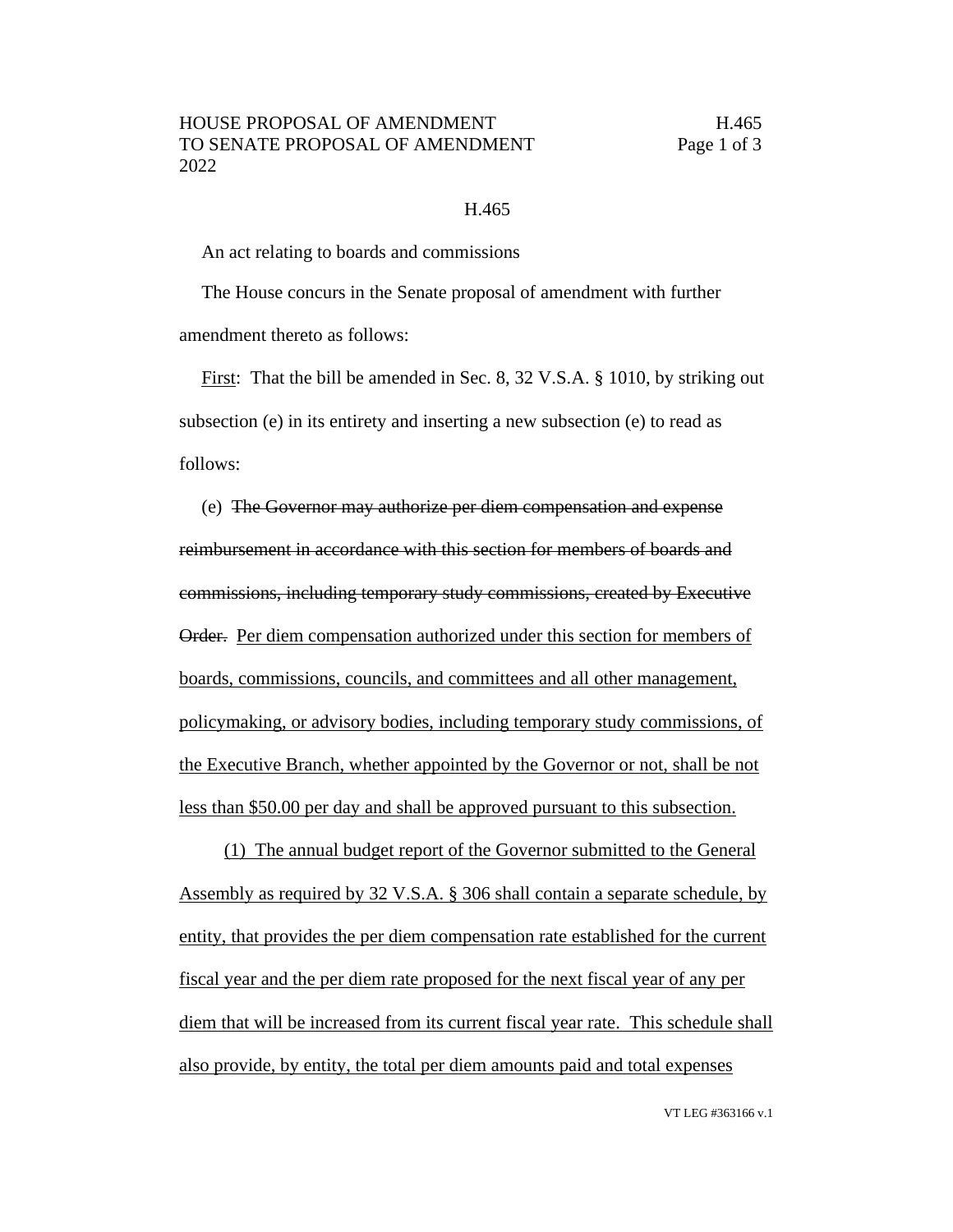H.465

An act relating to boards and commissions

The House concurs in the Senate proposal of amendment with further amendment thereto as follows:

First: That the bill be amended in Sec. 8, 32 V.S.A. § 1010, by striking out subsection (e) in its entirety and inserting a new subsection (e) to read as follows:

(e) ~~The Governor may authorize per diem compensation and expense reimbursement in accordance with this section for members of boards and commissions, including temporary study commissions, created by Executive Order.~~ Per diem compensation authorized under this section for members of boards, commissions, councils, and committees and all other management, policymaking, or advisory bodies, including temporary study commissions, of the Executive Branch, whether appointed by the Governor or not, shall be not less than $50.00 per day and shall be approved pursuant to this subsection.

(1) The annual budget report of the Governor submitted to the General Assembly as required by 32 V.S.A. § 306 shall contain a separate schedule, by entity, that provides the per diem compensation rate established for the current fiscal year and the per diem rate proposed for the next fiscal year of any per diem that will be increased from its current fiscal year rate. This schedule shall also provide, by entity, the total per diem amounts paid and total expenses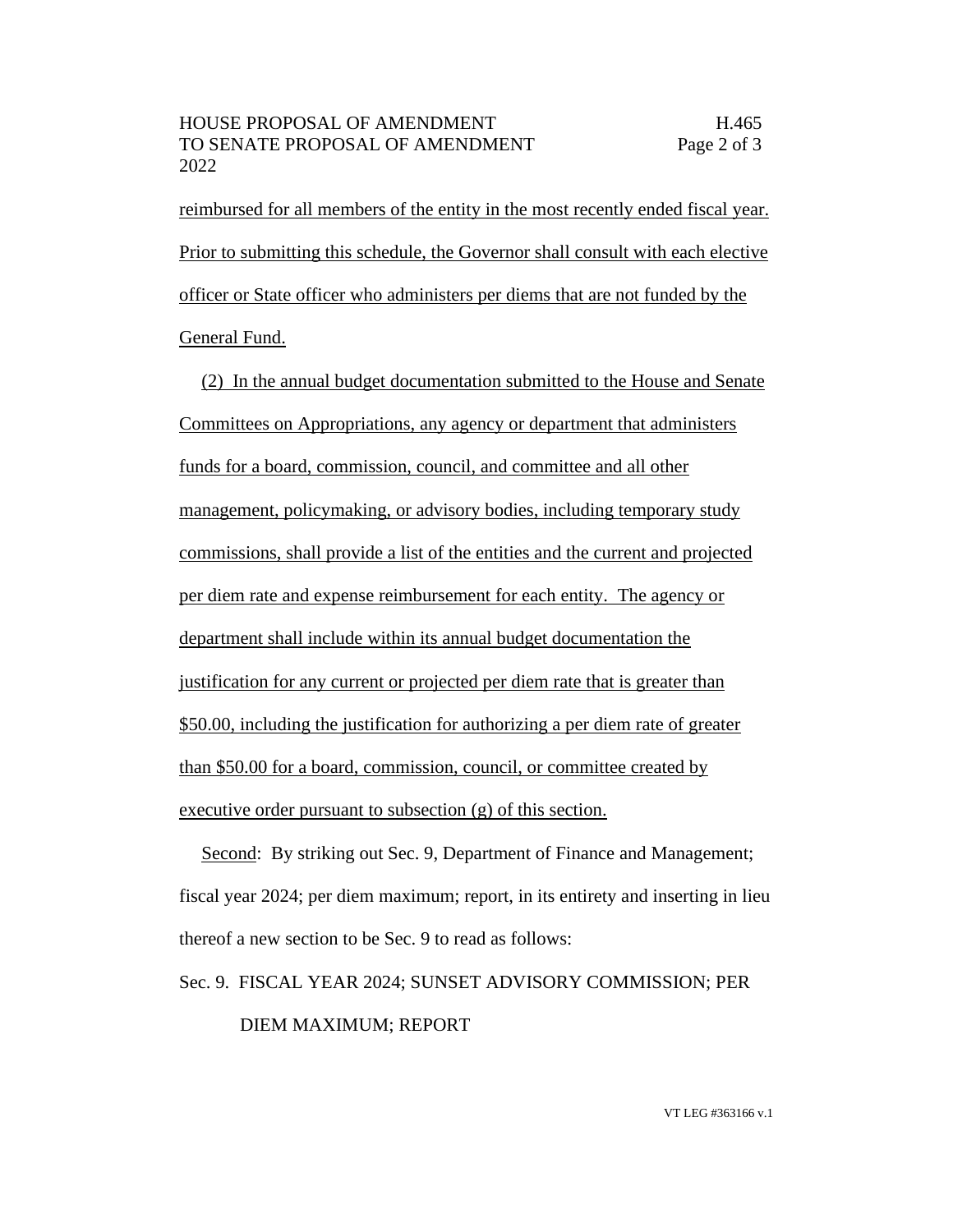reimbursed for all members of the entity in the most recently ended fiscal year. Prior to submitting this schedule, the Governor shall consult with each elective officer or State officer who administers per diems that are not funded by the General Fund.

(2) In the annual budget documentation submitted to the House and Senate Committees on Appropriations, any agency or department that administers funds for a board, commission, council, and committee and all other management, policymaking, or advisory bodies, including temporary study commissions, shall provide a list of the entities and the current and projected per diem rate and expense reimbursement for each entity. The agency or department shall include within its annual budget documentation the justification for any current or projected per diem rate that is greater than $50.00, including the justification for authorizing a per diem rate of greater than $50.00 for a board, commission, council, or committee created by executive order pursuant to subsection (g) of this section.

Second: By striking out Sec. 9, Department of Finance and Management; fiscal year 2024; per diem maximum; report, in its entirety and inserting in lieu thereof a new section to be Sec. 9 to read as follows:

Sec. 9. FISCAL YEAR 2024; SUNSET ADVISORY COMMISSION; PER DIEM MAXIMUM; REPORT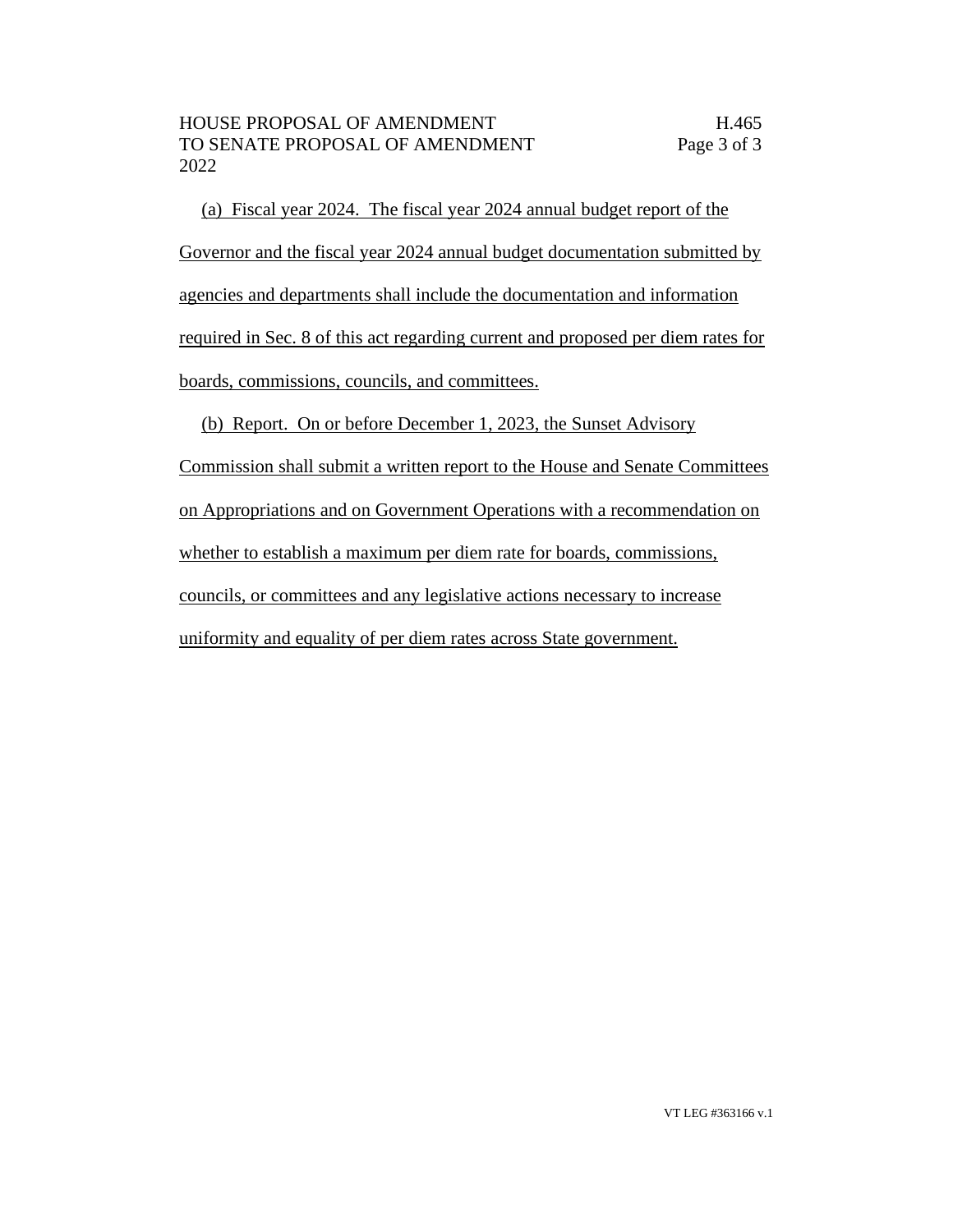(a) Fiscal year 2024. The fiscal year 2024 annual budget report of the Governor and the fiscal year 2024 annual budget documentation submitted by agencies and departments shall include the documentation and information required in Sec. 8 of this act regarding current and proposed per diem rates for boards, commissions, councils, and committees.

(b) Report. On or before December 1, 2023, the Sunset Advisory Commission shall submit a written report to the House and Senate Committees on Appropriations and on Government Operations with a recommendation on whether to establish a maximum per diem rate for boards, commissions, councils, or committees and any legislative actions necessary to increase uniformity and equality of per diem rates across State government.